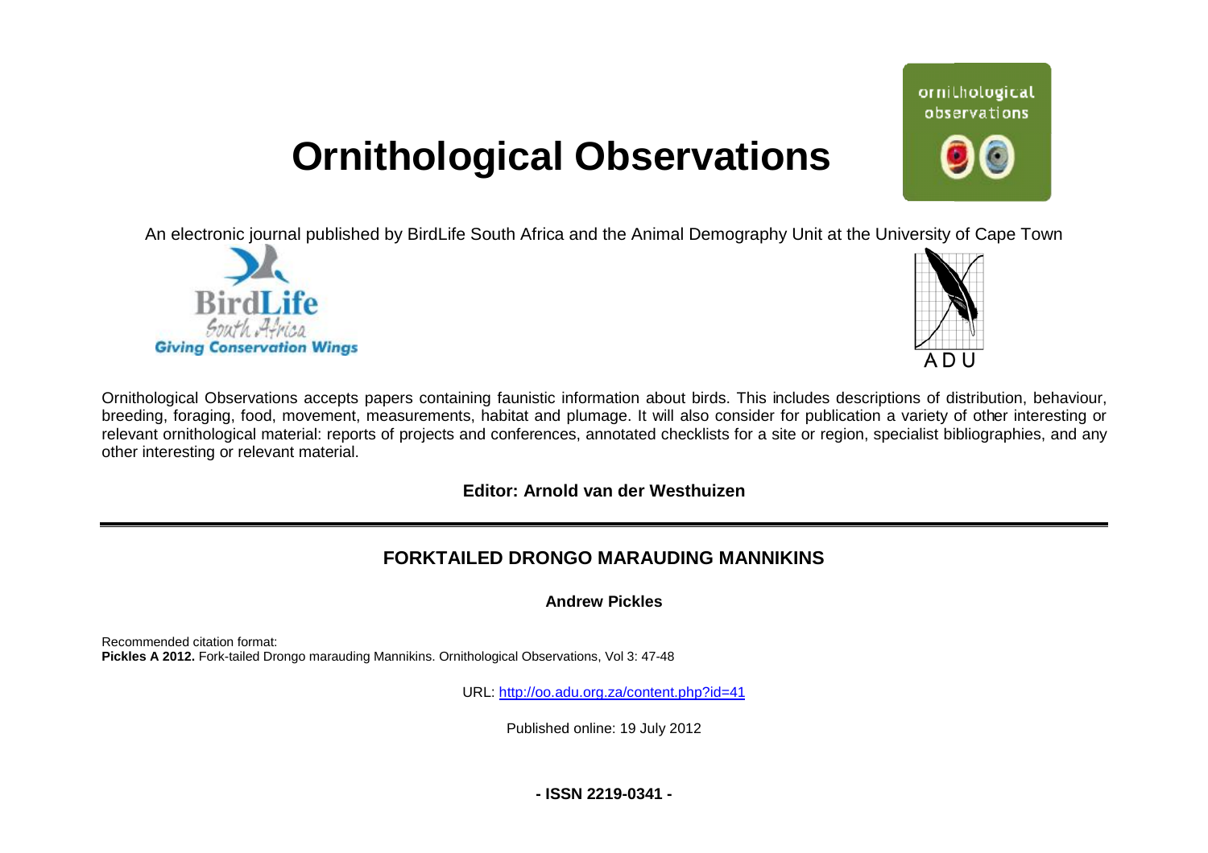# Ornithological Observations

An electronic journal published by BirdLife South Africa and the Animal Demography Unit at the University of Cape Town

Ornithological Observations accepts papers containing faunistic information about birds. This includes descriptions of distribution, behaviour, breeding, foraging, food, movement, measurements, habitat and plumage. It will also consider for publication a variety of other interesting or relevant ornithological material: reports of projects and conferences, annotated checklists for a site or region, specialist bibliographies, and any other interesting or relevant material.

**Editor: Arnold van der Westhuizen**

---

## FORKTAILED DRONGO MARAUDING MANNIKINS

**Andrew Pickles**

Recommended citation format:
**Pickles A 2012.** Fork-tailed Drongo marauding Mannikins. Ornithological Observations, Vol 3: 47-48

URL: http://oo.adu.org.za/content.php?id=41

Published online: 19 July 2012

**- ISSN 2219-0341 -**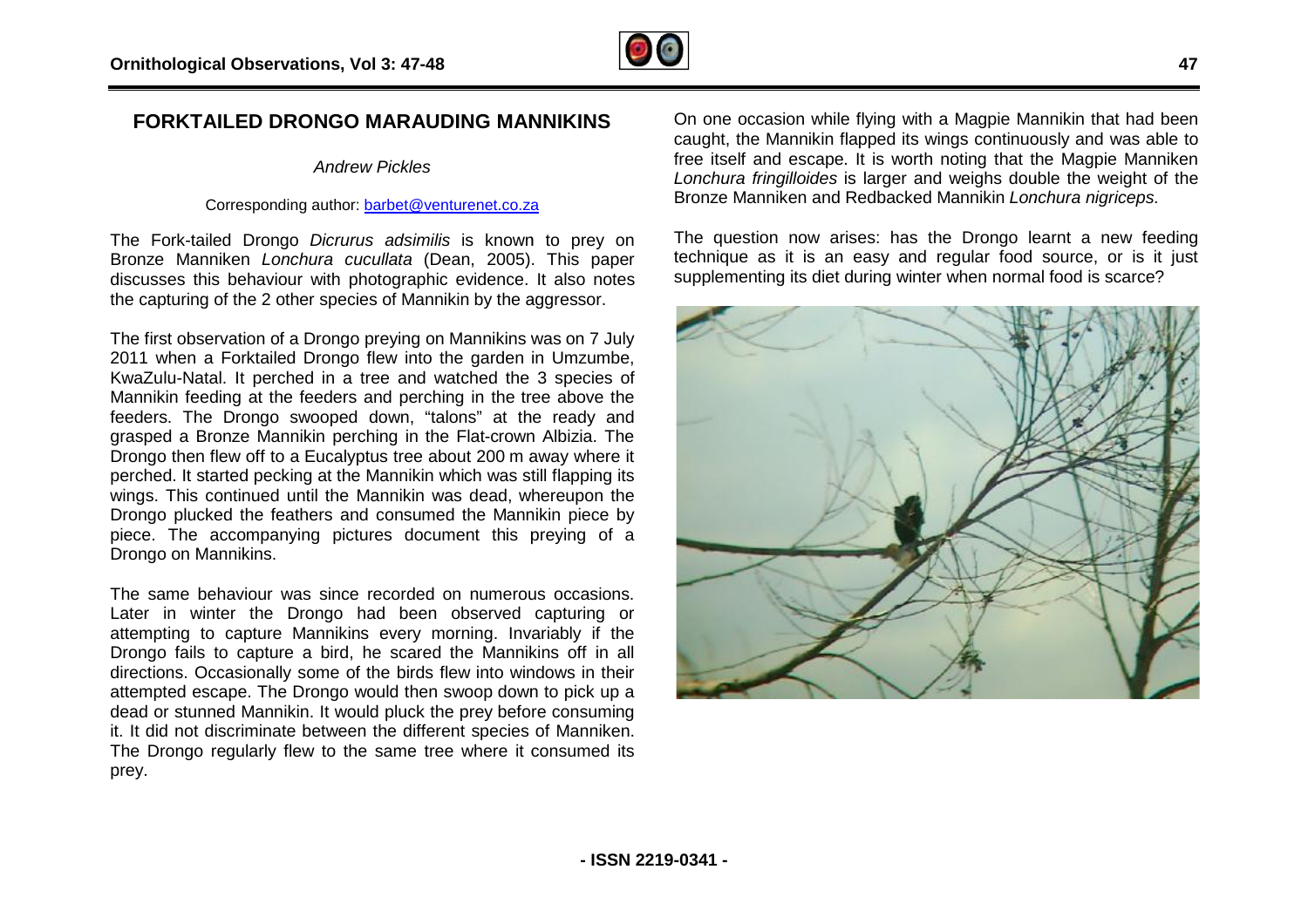# FORKTAILED DRONGO MARAUDING MANNIKINS

*Andrew Pickles*

Corresponding author: barbet@venturenet.co.za

The Fork-tailed Drongo *Dicrurus adsimilis* is known to prey on Bronze Manniken *Lonchura cucullata* (Dean, 2005). This paper discusses this behaviour with photographic evidence. It also notes the capturing of the 2 other species of Mannikin by the aggressor.

The first observation of a Drongo preying on Mannikins was on 7 July 2011 when a Forktailed Drongo flew into the garden in Umzumbe, KwaZulu-Natal. It perched in a tree and watched the 3 species of Mannikin feeding at the feeders and perching in the tree above the feeders. The Drongo swooped down, "talons" at the ready and grasped a Bronze Mannikin perching in the Flat-crown Albizia. The Drongo then flew off to a Eucalyptus tree about 200 m away where it perched. It started pecking at the Mannikin which was still flapping its wings. This continued until the Mannikin was dead, whereupon the Drongo plucked the feathers and consumed the Mannikin piece by piece. The accompanying pictures document this preying of a Drongo on Mannikins.

The same behaviour was since recorded on numerous occasions. Later in winter the Drongo had been observed capturing or attempting to capture Mannikins every morning. Invariably if the Drongo fails to capture a bird, he scared the Mannikins off in all directions. Occasionally some of the birds flew into windows in their attempted escape. The Drongo would then swoop down to pick up a dead or stunned Mannikin. It would pluck the prey before consuming it. It did not discriminate between the different species of Manniken. The Drongo regularly flew to the same tree where it consumed its prey.

On one occasion while flying with a Magpie Mannikin that had been caught, the Mannikin flapped its wings continuously and was able to free itself and escape. It is worth noting that the Magpie Manniken *Lonchura fringilloides* is larger and weighs double the weight of the Bronze Manniken and Redbacked Mannikin *Lonchura nigriceps*.

The question now arises: has the Drongo learnt a new feeding technique as it is an easy and regular food source, or is it just supplementing its diet during winter when normal food is scarce?

**- ISSN 2219-0341 -**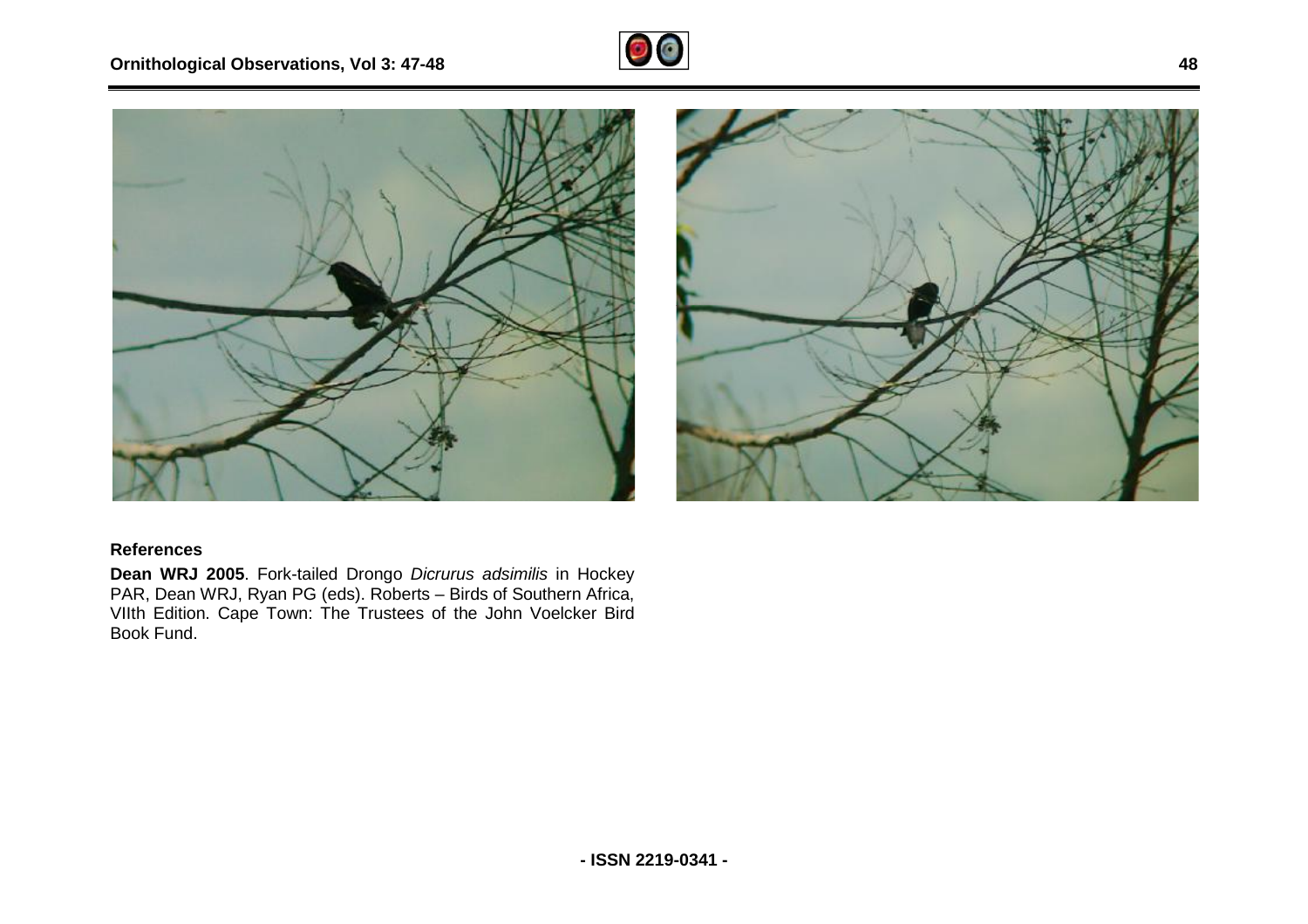## References

**Dean WRJ 2005**. Fork-tailed Drongo *Dicrurus adsimilis* in Hockey PAR, Dean WRJ, Ryan PG (eds). Roberts – Birds of Southern Africa, VIIth Edition. Cape Town: The Trustees of the John Voelcker Bird Book Fund.